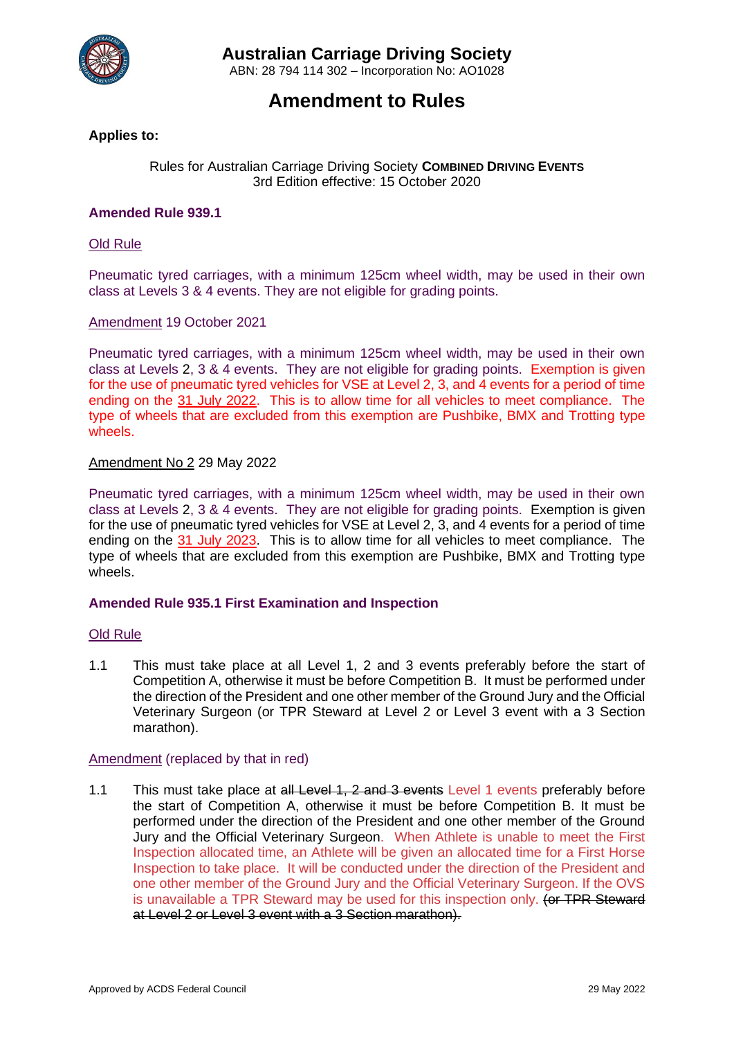# Australian Carriage Driving Society

ABN: 28 794 114 302 – Incorporation No: AO1028

# Amendment to Rules

**Applies to:**

Rules for Australian Carriage Driving Society **COMBINED DRIVING EVENTS**
3rd Edition effective: 15 October 2020

## Amended Rule 939.1

Old Rule

Pneumatic tyred carriages, with a minimum 125cm wheel width, may be used in their own class at Levels 3 & 4 events. They are not eligible for grading points.

Amendment 19 October 2021

Pneumatic tyred carriages, with a minimum 125cm wheel width, may be used in their own class at Levels 2, 3 & 4 events. They are not eligible for grading points. Exemption is given for the use of pneumatic tyred vehicles for VSE at Level 2, 3, and 4 events for a period of time ending on the 31 July 2022. This is to allow time for all vehicles to meet compliance. The type of wheels that are excluded from this exemption are Pushbike, BMX and Trotting type wheels.

Amendment No 2 29 May 2022

Pneumatic tyred carriages, with a minimum 125cm wheel width, may be used in their own class at Levels 2, 3 & 4 events. They are not eligible for grading points. Exemption is given for the use of pneumatic tyred vehicles for VSE at Level 2, 3, and 4 events for a period of time ending on the 31 July 2023. This is to allow time for all vehicles to meet compliance. The type of wheels that are excluded from this exemption are Pushbike, BMX and Trotting type wheels.

## Amended Rule 935.1 First Examination and Inspection

Old Rule

1.1 This must take place at all Level 1, 2 and 3 events preferably before the start of Competition A, otherwise it must be before Competition B. It must be performed under the direction of the President and one other member of the Ground Jury and the Official Veterinary Surgeon (or TPR Steward at Level 2 or Level 3 event with a 3 Section marathon).

Amendment (replaced by that in red)

1.1 This must take place at ~~all Level 1, 2 and 3 events~~ Level 1 events preferably before the start of Competition A, otherwise it must be before Competition B. It must be performed under the direction of the President and one other member of the Ground Jury and the Official Veterinary Surgeon. When Athlete is unable to meet the First Inspection allocated time, an Athlete will be given an allocated time for a First Horse Inspection to take place. It will be conducted under the direction of the President and one other member of the Ground Jury and the Official Veterinary Surgeon. If the OVS is unavailable a TPR Steward may be used for this inspection only. ~~(or TPR Steward at Level 2 or Level 3 event with a 3 Section marathon).~~

Approved by ACDS Federal Council 29 May 2022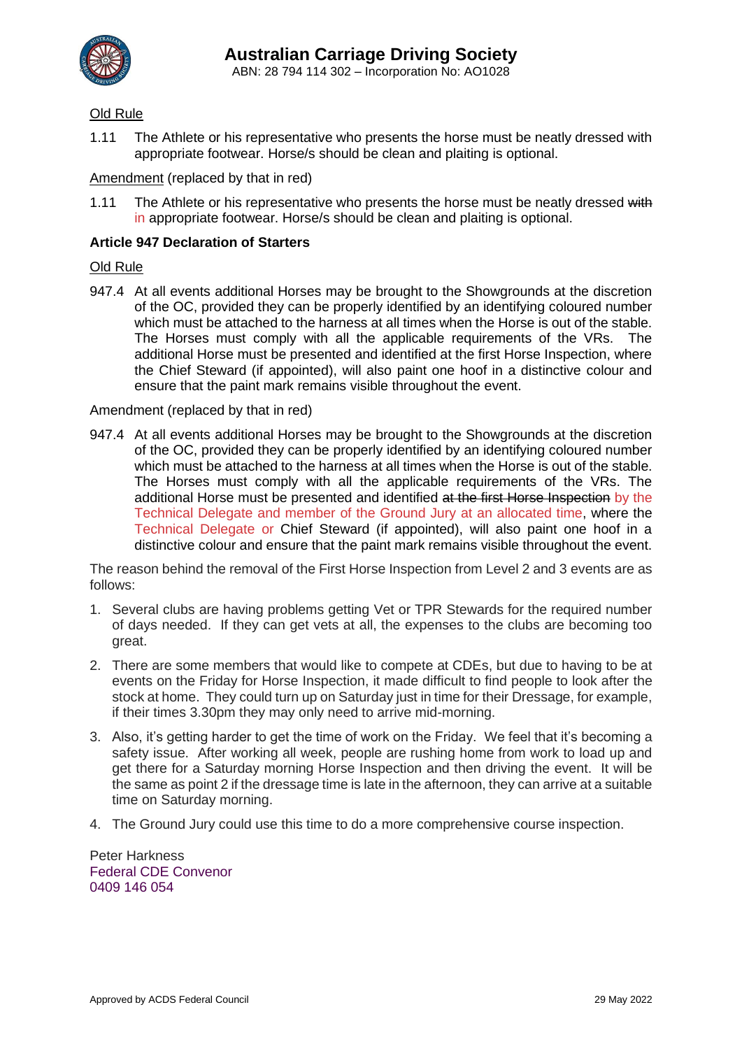Old Rule

1.11 The Athlete or his representative who presents the horse must be neatly dressed with appropriate footwear. Horse/s should be clean and plaiting is optional.

Amendment (replaced by that in red)

1.11 The Athlete or his representative who presents the horse must be neatly dressed ~~with~~ in appropriate footwear. Horse/s should be clean and plaiting is optional.

**Article 947 Declaration of Starters**

Old Rule

947.4 At all events additional Horses may be brought to the Showgrounds at the discretion of the OC, provided they can be properly identified by an identifying coloured number which must be attached to the harness at all times when the Horse is out of the stable. The Horses must comply with all the applicable requirements of the VRs. The additional Horse must be presented and identified at the first Horse Inspection, where the Chief Steward (if appointed), will also paint one hoof in a distinctive colour and ensure that the paint mark remains visible throughout the event.

Amendment (replaced by that in red)

947.4 At all events additional Horses may be brought to the Showgrounds at the discretion of the OC, provided they can be properly identified by an identifying coloured number which must be attached to the harness at all times when the Horse is out of the stable. The Horses must comply with all the applicable requirements of the VRs. The additional Horse must be presented and identified ~~at the first Horse Inspection~~ by the Technical Delegate and member of the Ground Jury at an allocated time, where the Technical Delegate or Chief Steward (if appointed), will also paint one hoof in a distinctive colour and ensure that the paint mark remains visible throughout the event.

The reason behind the removal of the First Horse Inspection from Level 2 and 3 events are as follows:

1. Several clubs are having problems getting Vet or TPR Stewards for the required number of days needed. If they can get vets at all, the expenses to the clubs are becoming too great.
2. There are some members that would like to compete at CDEs, but due to having to be at events on the Friday for Horse Inspection, it made difficult to find people to look after the stock at home. They could turn up on Saturday just in time for their Dressage, for example, if their times 3.30pm they may only need to arrive mid-morning.
3. Also, it's getting harder to get the time of work on the Friday. We feel that it's becoming a safety issue. After working all week, people are rushing home from work to load up and get there for a Saturday morning Horse Inspection and then driving the event. It will be the same as point 2 if the dressage time is late in the afternoon, they can arrive at a suitable time on Saturday morning.
4. The Ground Jury could use this time to do a more comprehensive course inspection.

Peter Harkness
Federal CDE Convenor
0409 146 054

Approved by ACDS Federal Council 29 May 2022